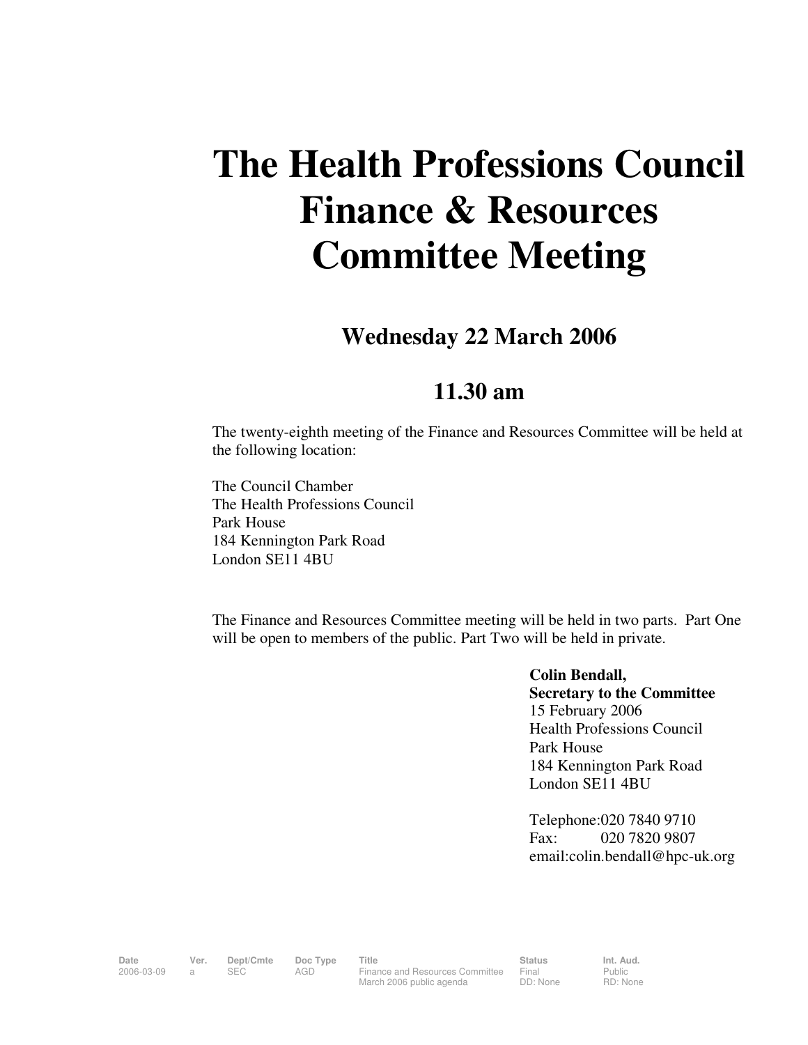# The Health Professions Council Finance & Resources Committee Meeting

## Wednesday 22 March 2006

## 11.30 am

The twenty-eighth meeting of the Finance and Resources Committee will be held at the following location:

The Council Chamber
The Health Professions Council
Park House
184 Kennington Park Road
London SE11 4BU

The Finance and Resources Committee meeting will be held in two parts. Part One will be open to members of the public. Part Two will be held in private.

**Colin Bendall,**
**Secretary to the Committee**
15 February 2006
Health Professions Council
Park House
184 Kennington Park Road
London SE11 4BU

Telephone:020 7840 9710
Fax: 020 7820 9807
email:colin.bendall@hpc-uk.org

| Date | Ver. | Dept/Cmte | Doc Type | Title | Status | Int. Aud. |
|---|---|---|---|---|---|---|
| 2006-03-09 | a | SEC | AGD | Finance and Resources Committee March 2006 public agenda | Final DD: None | Public RD: None |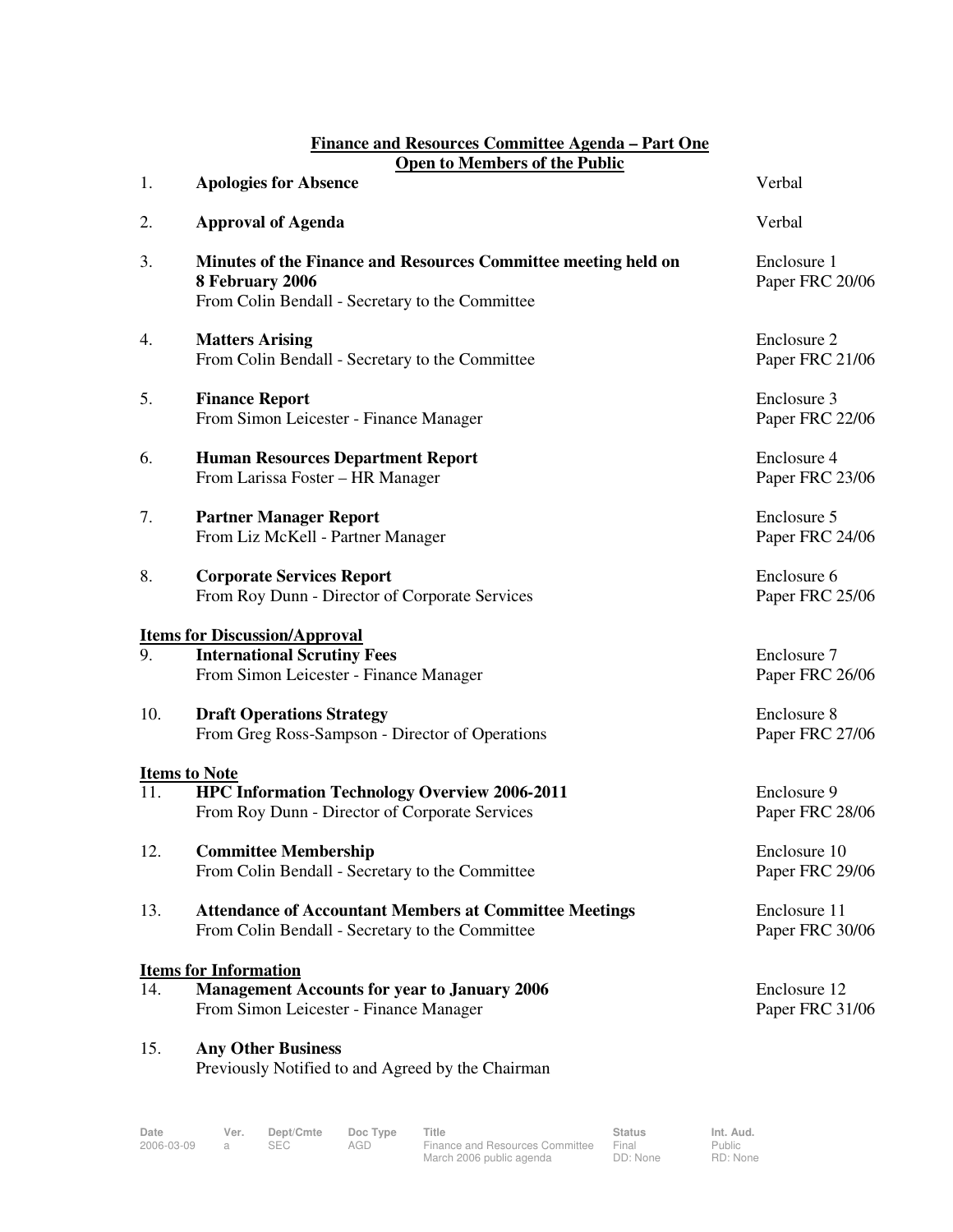**Finance and Resources Committee Agenda – Part One**
**Open to Members of the Public**

| | | |
|---|---|---|
| 1. | **Apologies for Absence** | Verbal |
| 2. | **Approval of Agenda** | Verbal |
| 3. | **Minutes of the Finance and Resources Committee meeting held on 8 February 2006**<br>From Colin Bendall - Secretary to the Committee | Enclosure 1<br>Paper FRC 20/06 |
| 4. | **Matters Arising**<br>From Colin Bendall - Secretary to the Committee | Enclosure 2<br>Paper FRC 21/06 |
| 5. | **Finance Report**<br>From Simon Leicester - Finance Manager | Enclosure 3<br>Paper FRC 22/06 |
| 6. | **Human Resources Department Report**<br>From Larissa Foster – HR Manager | Enclosure 4<br>Paper FRC 23/06 |
| 7. | **Partner Manager Report**<br>From Liz McKell - Partner Manager | Enclosure 5<br>Paper FRC 24/06 |
| 8. | **Corporate Services Report**<br>From Roy Dunn - Director of Corporate Services | Enclosure 6<br>Paper FRC 25/06 |

**Items for Discussion/Approval**

| | | |
|---|---|---|
| 9. | **International Scrutiny Fees**<br>From Simon Leicester - Finance Manager | Enclosure 7<br>Paper FRC 26/06 |
| 10. | **Draft Operations Strategy**<br>From Greg Ross-Sampson - Director of Operations | Enclosure 8<br>Paper FRC 27/06 |

**Items to Note**

| | | |
|---|---|---|
| 11. | **HPC Information Technology Overview 2006-2011**<br>From Roy Dunn - Director of Corporate Services | Enclosure 9<br>Paper FRC 28/06 |
| 12. | **Committee Membership**<br>From Colin Bendall - Secretary to the Committee | Enclosure 10<br>Paper FRC 29/06 |
| 13. | **Attendance of Accountant Members at Committee Meetings**<br>From Colin Bendall - Secretary to the Committee | Enclosure 11<br>Paper FRC 30/06 |

**Items for Information**

| | | |
|---|---|---|
| 14. | **Management Accounts for year to January 2006**<br>From Simon Leicester - Finance Manager | Enclosure 12<br>Paper FRC 31/06 |
| 15. | **Any Other Business**<br>Previously Notified to and Agreed by the Chairman | |

| Date | Ver. | Dept/Cmte | Doc Type | Title | Status | Int. Aud. |
|---|---|---|---|---|---|---|
| 2006-03-09 | a | SEC | AGD | Finance and Resources Committee March 2006 public agenda | Final<br>DD: None | Public<br>RD: None |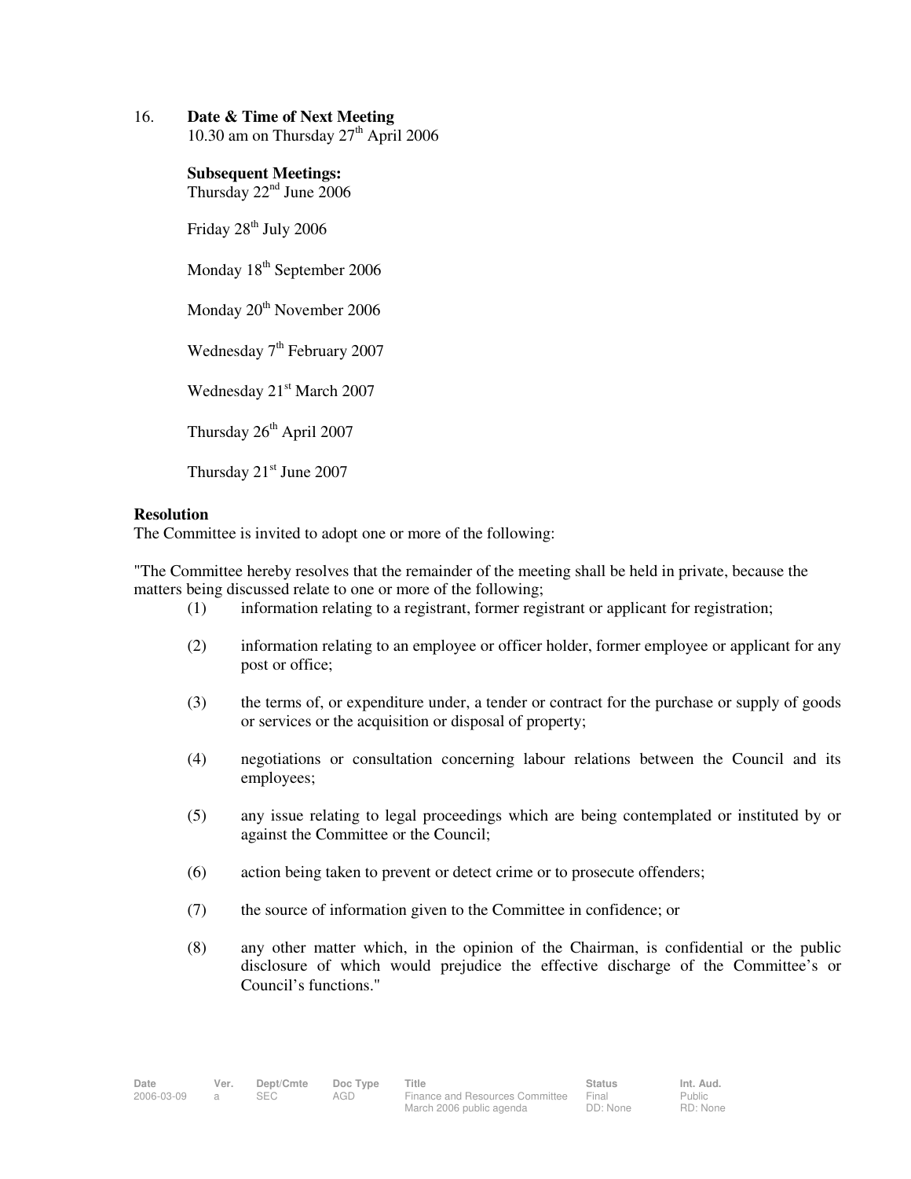16. **Date & Time of Next Meeting**
10.30 am on Thursday 27th April 2006

**Subsequent Meetings:**
Thursday 22nd June 2006

Friday 28th July 2006

Monday 18th September 2006

Monday 20th November 2006

Wednesday 7th February 2007

Wednesday 21st March 2007

Thursday 26th April 2007

Thursday 21st June 2007

**Resolution**
The Committee is invited to adopt one or more of the following:

"The Committee hereby resolves that the remainder of the meeting shall be held in private, because the matters being discussed relate to one or more of the following;

(1) information relating to a registrant, former registrant or applicant for registration;

(2) information relating to an employee or officer holder, former employee or applicant for any post or office;

(3) the terms of, or expenditure under, a tender or contract for the purchase or supply of goods or services or the acquisition or disposal of property;

(4) negotiations or consultation concerning labour relations between the Council and its employees;

(5) any issue relating to legal proceedings which are being contemplated or instituted by or against the Committee or the Council;

(6) action being taken to prevent or detect crime or to prosecute offenders;

(7) the source of information given to the Committee in confidence; or

(8) any other matter which, in the opinion of the Chairman, is confidential or the public disclosure of which would prejudice the effective discharge of the Committee's or Council's functions."